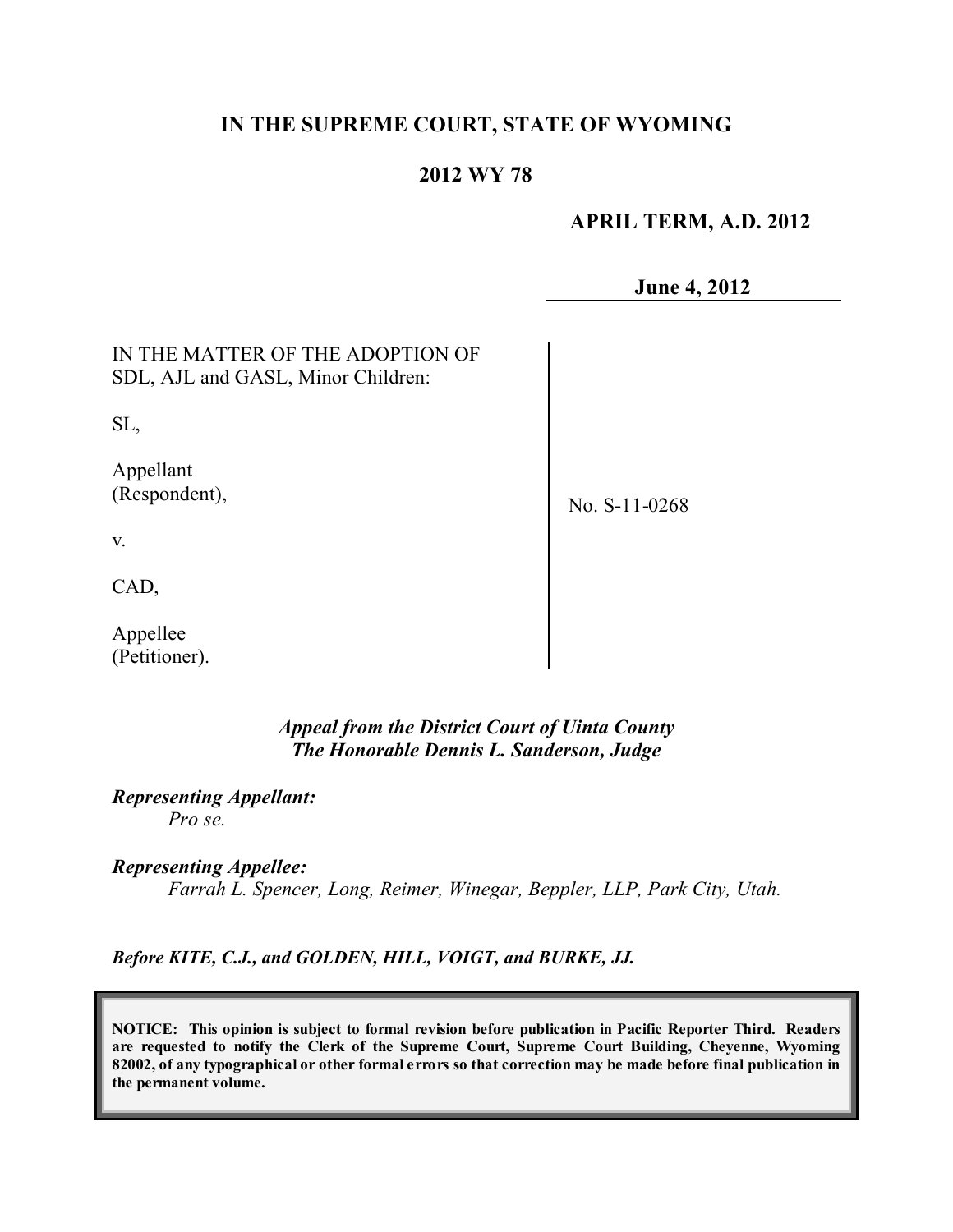# IN THE SUPREME COURT, STATE OF WYOMING

## 2012 WY 78

**APRIL TERM, A.D. 2012**

**June 4, 2012**

| | |
|---|---|
| IN THE MATTER OF THE ADOPTION OF SDL, AJL and GASL, Minor Children:<br><br>SL,<br><br>Appellant (Respondent),<br><br>v.<br><br>CAD,<br><br>Appellee (Petitioner). | No. S-11-0268 |

*Appeal from the District Court of Uinta County*
*The Honorable Dennis L. Sanderson, Judge*

***Representing Appellant:***
*Pro se.*

***Representing Appellee:***
*Farrah L. Spencer, Long, Reimer, Winegar, Beppler, LLP, Park City, Utah.*

***Before KITE, C.J., and GOLDEN, HILL, VOIGT, and BURKE, JJ.***

**NOTICE: This opinion is subject to formal revision before publication in Pacific Reporter Third. Readers are requested to notify the Clerk of the Supreme Court, Supreme Court Building, Cheyenne, Wyoming 82002, of any typographical or other formal errors so that correction may be made before final publication in the permanent volume.**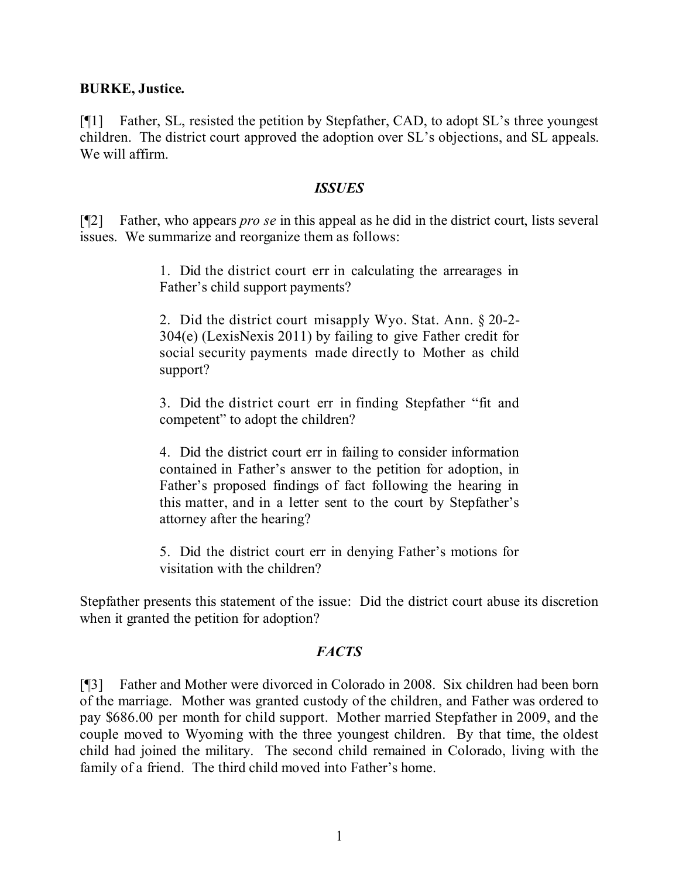**BURKE, Justice.**

[¶1] Father, SL, resisted the petition by Stepfather, CAD, to adopt SL's three youngest children. The district court approved the adoption over SL's objections, and SL appeals. We will affirm.

### *ISSUES*

[¶2] Father, who appears *pro se* in this appeal as he did in the district court, lists several issues. We summarize and reorganize them as follows:

> 1. Did the district court err in calculating the arrearages in Father's child support payments?
>
> 2. Did the district court misapply Wyo. Stat. Ann. § 20-2-304(e) (LexisNexis 2011) by failing to give Father credit for social security payments made directly to Mother as child support?
>
> 3. Did the district court err in finding Stepfather "fit and competent" to adopt the children?
>
> 4. Did the district court err in failing to consider information contained in Father's answer to the petition for adoption, in Father's proposed findings of fact following the hearing in this matter, and in a letter sent to the court by Stepfather's attorney after the hearing?
>
> 5. Did the district court err in denying Father's motions for visitation with the children?

Stepfather presents this statement of the issue: Did the district court abuse its discretion when it granted the petition for adoption?

### *FACTS*

[¶3] Father and Mother were divorced in Colorado in 2008. Six children had been born of the marriage. Mother was granted custody of the children, and Father was ordered to pay $686.00 per month for child support. Mother married Stepfather in 2009, and the couple moved to Wyoming with the three youngest children. By that time, the oldest child had joined the military. The second child remained in Colorado, living with the family of a friend. The third child moved into Father's home.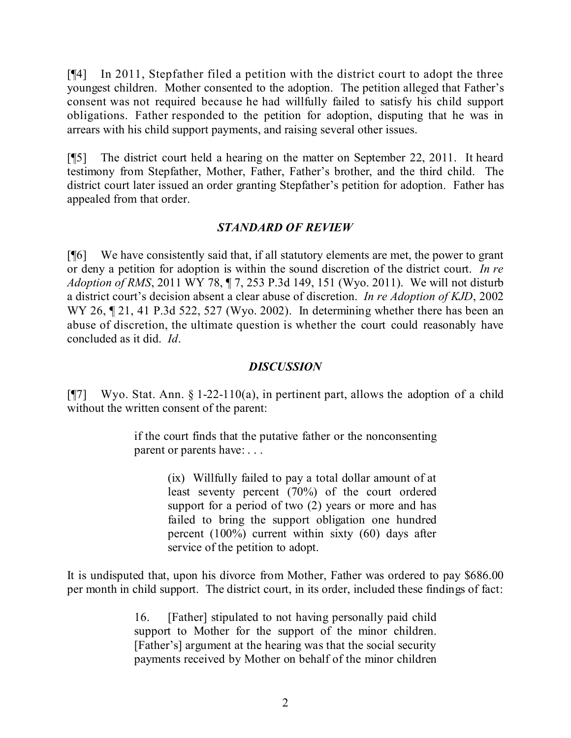[¶4] In 2011, Stepfather filed a petition with the district court to adopt the three youngest children. Mother consented to the adoption. The petition alleged that Father's consent was not required because he had willfully failed to satisfy his child support obligations. Father responded to the petition for adoption, disputing that he was in arrears with his child support payments, and raising several other issues.

[¶5] The district court held a hearing on the matter on September 22, 2011. It heard testimony from Stepfather, Mother, Father, Father's brother, and the third child. The district court later issued an order granting Stepfather's petition for adoption. Father has appealed from that order.

### *STANDARD OF REVIEW*

[¶6] We have consistently said that, if all statutory elements are met, the power to grant or deny a petition for adoption is within the sound discretion of the district court. *In re Adoption of RMS*, 2011 WY 78, ¶ 7, 253 P.3d 149, 151 (Wyo. 2011). We will not disturb a district court's decision absent a clear abuse of discretion. *In re Adoption of KJD*, 2002 WY 26, ¶ 21, 41 P.3d 522, 527 (Wyo. 2002). In determining whether there has been an abuse of discretion, the ultimate question is whether the court could reasonably have concluded as it did. *Id*.

### *DISCUSSION*

[¶7] Wyo. Stat. Ann. § 1-22-110(a), in pertinent part, allows the adoption of a child without the written consent of the parent:

> if the court finds that the putative father or the nonconsenting parent or parents have: . . .
>
> > (ix) Willfully failed to pay a total dollar amount of at least seventy percent (70%) of the court ordered support for a period of two (2) years or more and has failed to bring the support obligation one hundred percent (100%) current within sixty (60) days after service of the petition to adopt.

It is undisputed that, upon his divorce from Mother, Father was ordered to pay $686.00 per month in child support. The district court, in its order, included these findings of fact:

> 16. [Father] stipulated to not having personally paid child support to Mother for the support of the minor children. [Father's] argument at the hearing was that the social security payments received by Mother on behalf of the minor children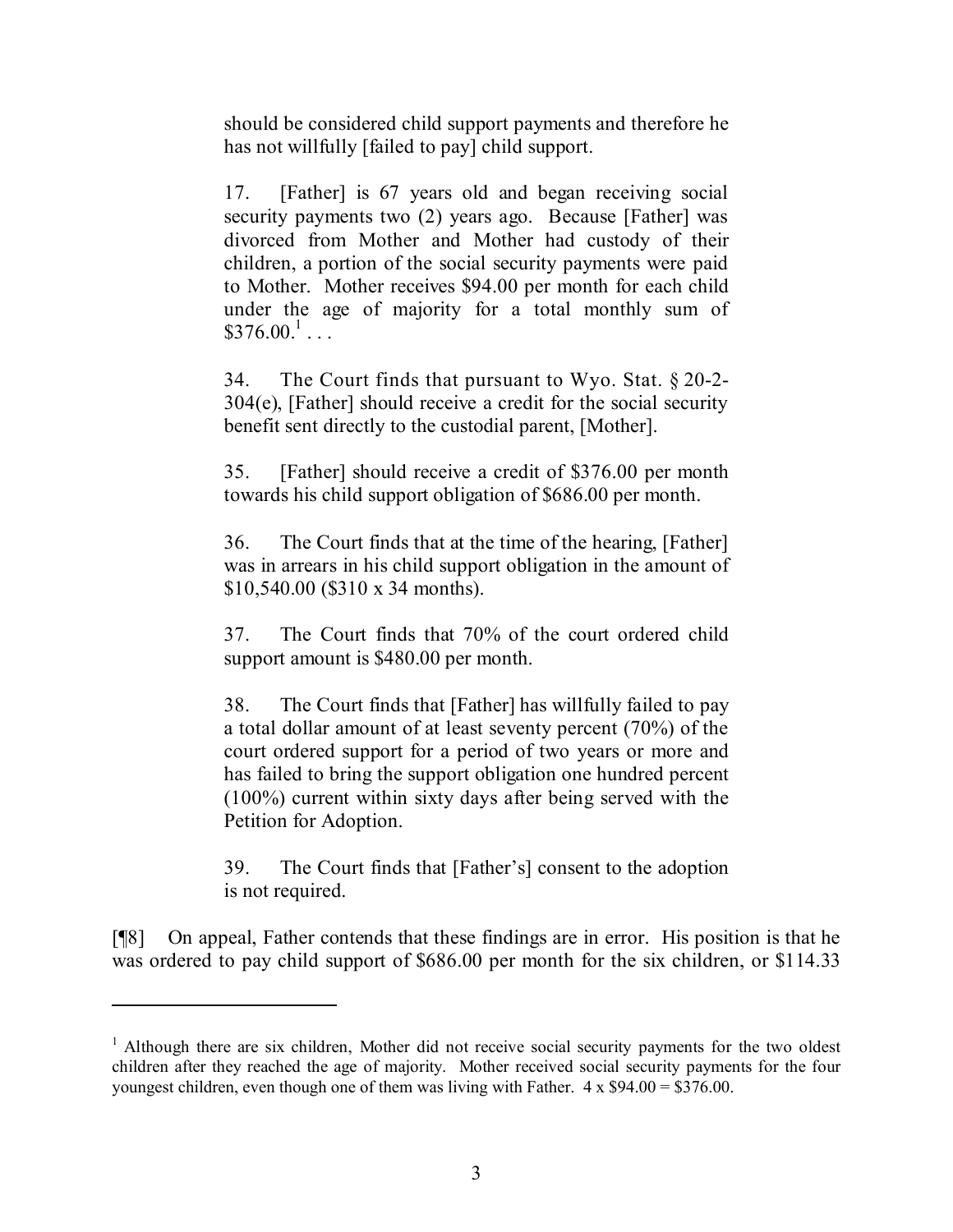should be considered child support payments and therefore he has not willfully [failed to pay] child support.

> 17. [Father] is 67 years old and began receiving social security payments two (2) years ago. Because [Father] was divorced from Mother and Mother had custody of their children, a portion of the social security payments were paid to Mother. Mother receives $94.00 per month for each child under the age of majority for a total monthly sum of $376.00.[1] . . .
>
> 34. The Court finds that pursuant to Wyo. Stat. § 20-2-304(e), [Father] should receive a credit for the social security benefit sent directly to the custodial parent, [Mother].
>
> 35. [Father] should receive a credit of $376.00 per month towards his child support obligation of $686.00 per month.
>
> 36. The Court finds that at the time of the hearing, [Father] was in arrears in his child support obligation in the amount of $10,540.00 ($310 x 34 months).
>
> 37. The Court finds that 70% of the court ordered child support amount is $480.00 per month.
>
> 38. The Court finds that [Father] has willfully failed to pay a total dollar amount of at least seventy percent (70%) of the court ordered support for a period of two years or more and has failed to bring the support obligation one hundred percent (100%) current within sixty days after being served with the Petition for Adoption.
>
> 39. The Court finds that [Father's] consent to the adoption is not required.

[¶8] On appeal, Father contends that these findings are in error. His position is that he was ordered to pay child support of $686.00 per month for the six children, or $114.33

---

[1] Although there are six children, Mother did not receive social security payments for the two oldest children after they reached the age of majority. Mother received social security payments for the four youngest children, even though one of them was living with Father. 4 x $94.00 = $376.00.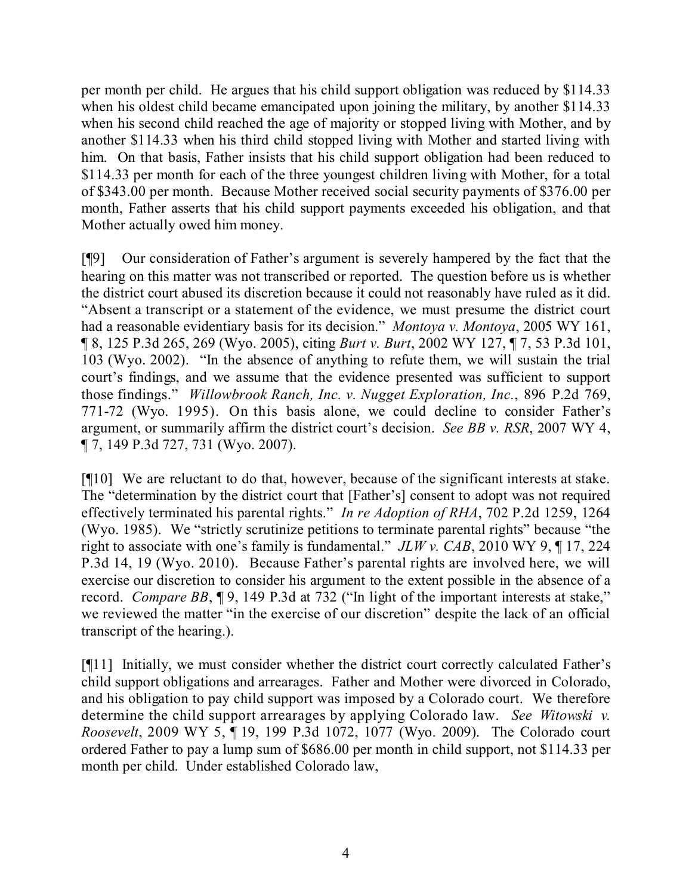per month per child. He argues that his child support obligation was reduced by $114.33 when his oldest child became emancipated upon joining the military, by another $114.33 when his second child reached the age of majority or stopped living with Mother, and by another $114.33 when his third child stopped living with Mother and started living with him. On that basis, Father insists that his child support obligation had been reduced to $114.33 per month for each of the three youngest children living with Mother, for a total of $343.00 per month. Because Mother received social security payments of $376.00 per month, Father asserts that his child support payments exceeded his obligation, and that Mother actually owed him money.

[¶9] Our consideration of Father's argument is severely hampered by the fact that the hearing on this matter was not transcribed or reported. The question before us is whether the district court abused its discretion because it could not reasonably have ruled as it did. "Absent a transcript or a statement of the evidence, we must presume the district court had a reasonable evidentiary basis for its decision." *Montoya v. Montoya*, 2005 WY 161, ¶ 8, 125 P.3d 265, 269 (Wyo. 2005), citing *Burt v. Burt*, 2002 WY 127, ¶ 7, 53 P.3d 101, 103 (Wyo. 2002). "In the absence of anything to refute them, we will sustain the trial court's findings, and we assume that the evidence presented was sufficient to support those findings." *Willowbrook Ranch, Inc. v. Nugget Exploration, Inc.*, 896 P.2d 769, 771-72 (Wyo. 1995). On this basis alone, we could decline to consider Father's argument, or summarily affirm the district court's decision. *See BB v. RSR*, 2007 WY 4, ¶ 7, 149 P.3d 727, 731 (Wyo. 2007).

[¶10] We are reluctant to do that, however, because of the significant interests at stake. The "determination by the district court that [Father's] consent to adopt was not required effectively terminated his parental rights." *In re Adoption of RHA*, 702 P.2d 1259, 1264 (Wyo. 1985). We "strictly scrutinize petitions to terminate parental rights" because "the right to associate with one's family is fundamental." *JLW v. CAB*, 2010 WY 9, ¶ 17, 224 P.3d 14, 19 (Wyo. 2010). Because Father's parental rights are involved here, we will exercise our discretion to consider his argument to the extent possible in the absence of a record. *Compare BB*, ¶ 9, 149 P.3d at 732 ("In light of the important interests at stake," we reviewed the matter "in the exercise of our discretion" despite the lack of an official transcript of the hearing.).

[¶11] Initially, we must consider whether the district court correctly calculated Father's child support obligations and arrearages. Father and Mother were divorced in Colorado, and his obligation to pay child support was imposed by a Colorado court. We therefore determine the child support arrearages by applying Colorado law. *See Witowski v. Roosevelt*, 2009 WY 5, ¶ 19, 199 P.3d 1072, 1077 (Wyo. 2009). The Colorado court ordered Father to pay a lump sum of $686.00 per month in child support, not $114.33 per month per child. Under established Colorado law,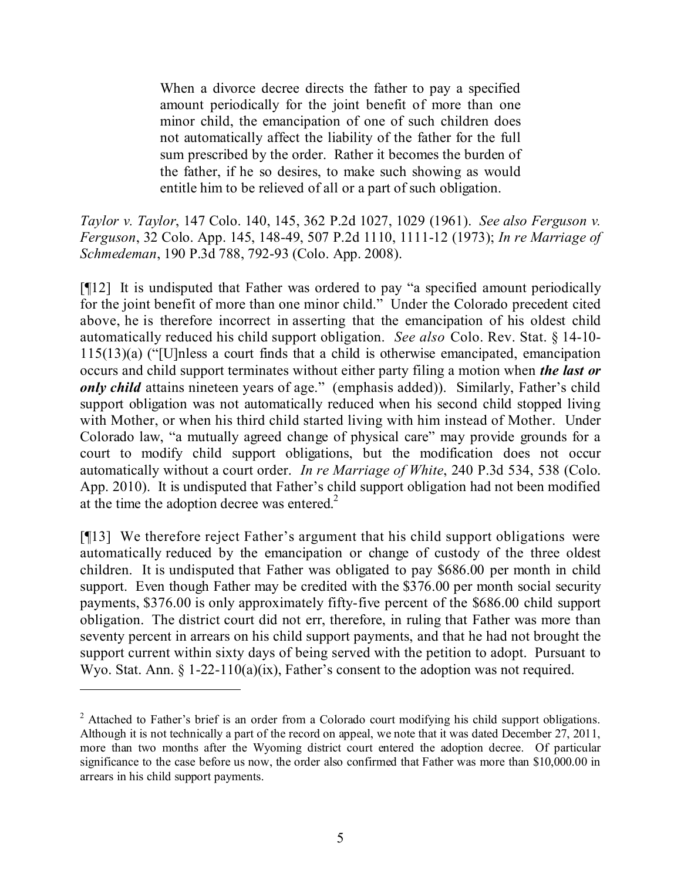> When a divorce decree directs the father to pay a specified amount periodically for the joint benefit of more than one minor child, the emancipation of one of such children does not automatically affect the liability of the father for the full sum prescribed by the order. Rather it becomes the burden of the father, if he so desires, to make such showing as would entitle him to be relieved of all or a part of such obligation.

*Taylor v. Taylor*, 147 Colo. 140, 145, 362 P.2d 1027, 1029 (1961). *See also Ferguson v. Ferguson*, 32 Colo. App. 145, 148-49, 507 P.2d 1110, 1111-12 (1973); *In re Marriage of Schmedeman*, 190 P.3d 788, 792-93 (Colo. App. 2008).

[¶12] It is undisputed that Father was ordered to pay "a specified amount periodically for the joint benefit of more than one minor child." Under the Colorado precedent cited above, he is therefore incorrect in asserting that the emancipation of his oldest child automatically reduced his child support obligation. *See also* Colo. Rev. Stat. § 14-10-115(13)(a) ("[U]nless a court finds that a child is otherwise emancipated, emancipation occurs and child support terminates without either party filing a motion when ***the last or only child*** attains nineteen years of age." (emphasis added)). Similarly, Father's child support obligation was not automatically reduced when his second child stopped living with Mother, or when his third child started living with him instead of Mother. Under Colorado law, "a mutually agreed change of physical care" may provide grounds for a court to modify child support obligations, but the modification does not occur automatically without a court order. *In re Marriage of White*, 240 P.3d 534, 538 (Colo. App. 2010). It is undisputed that Father's child support obligation had not been modified at the time the adoption decree was entered.[2]

[¶13] We therefore reject Father's argument that his child support obligations were automatically reduced by the emancipation or change of custody of the three oldest children. It is undisputed that Father was obligated to pay $686.00 per month in child support. Even though Father may be credited with the $376.00 per month social security payments, $376.00 is only approximately fifty-five percent of the $686.00 child support obligation. The district court did not err, therefore, in ruling that Father was more than seventy percent in arrears on his child support payments, and that he had not brought the support current within sixty days of being served with the petition to adopt. Pursuant to Wyo. Stat. Ann. § 1-22-110(a)(ix), Father's consent to the adoption was not required.

---

[2] Attached to Father's brief is an order from a Colorado court modifying his child support obligations. Although it is not technically a part of the record on appeal, we note that it was dated December 27, 2011, more than two months after the Wyoming district court entered the adoption decree. Of particular significance to the case before us now, the order also confirmed that Father was more than $10,000.00 in arrears in his child support payments.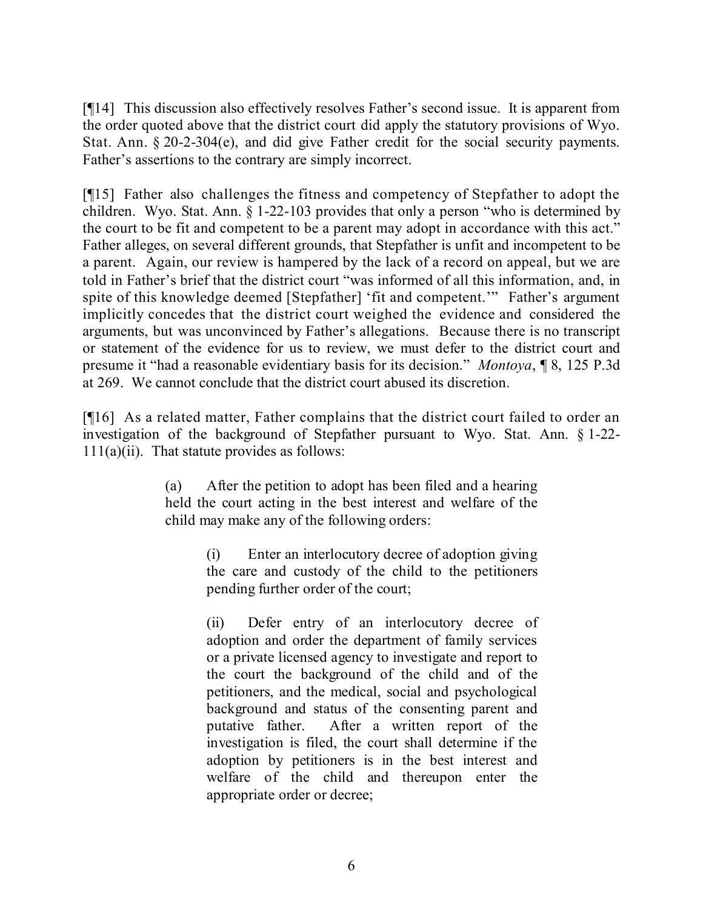[¶14] This discussion also effectively resolves Father's second issue. It is apparent from the order quoted above that the district court did apply the statutory provisions of Wyo. Stat. Ann. § 20-2-304(e), and did give Father credit for the social security payments. Father's assertions to the contrary are simply incorrect.

[¶15] Father also challenges the fitness and competency of Stepfather to adopt the children. Wyo. Stat. Ann. § 1-22-103 provides that only a person "who is determined by the court to be fit and competent to be a parent may adopt in accordance with this act." Father alleges, on several different grounds, that Stepfather is unfit and incompetent to be a parent. Again, our review is hampered by the lack of a record on appeal, but we are told in Father's brief that the district court "was informed of all this information, and, in spite of this knowledge deemed [Stepfather] 'fit and competent.'" Father's argument implicitly concedes that the district court weighed the evidence and considered the arguments, but was unconvinced by Father's allegations. Because there is no transcript or statement of the evidence for us to review, we must defer to the district court and presume it "had a reasonable evidentiary basis for its decision." *Montoya*, ¶ 8, 125 P.3d at 269. We cannot conclude that the district court abused its discretion.

[¶16] As a related matter, Father complains that the district court failed to order an investigation of the background of Stepfather pursuant to Wyo. Stat. Ann. § 1-22-111(a)(ii). That statute provides as follows:

> (a) After the petition to adopt has been filed and a hearing held the court acting in the best interest and welfare of the child may make any of the following orders:
>
> > (i) Enter an interlocutory decree of adoption giving the care and custody of the child to the petitioners pending further order of the court;
> >
> > (ii) Defer entry of an interlocutory decree of adoption and order the department of family services or a private licensed agency to investigate and report to the court the background of the child and of the petitioners, and the medical, social and psychological background and status of the consenting parent and putative father. After a written report of the investigation is filed, the court shall determine if the adoption by petitioners is in the best interest and welfare of the child and thereupon enter the appropriate order or decree;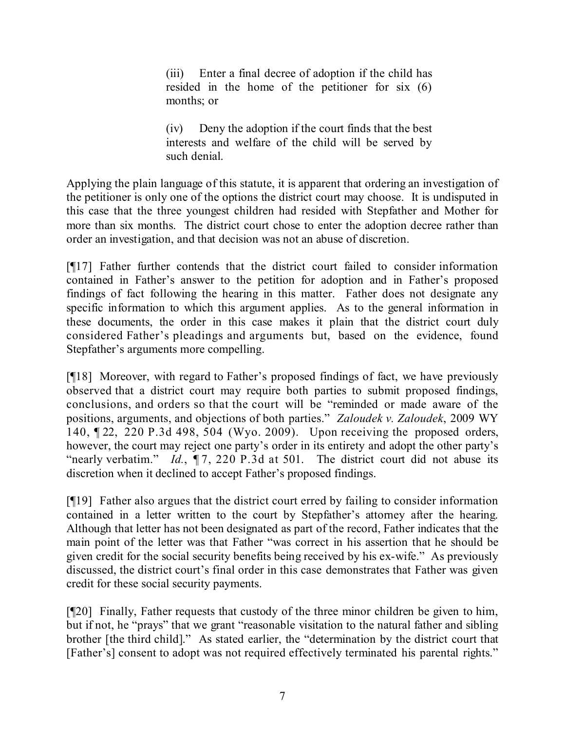> (iii) Enter a final decree of adoption if the child has resided in the home of the petitioner for six (6) months; or
>
> (iv) Deny the adoption if the court finds that the best interests and welfare of the child will be served by such denial.

Applying the plain language of this statute, it is apparent that ordering an investigation of the petitioner is only one of the options the district court may choose. It is undisputed in this case that the three youngest children had resided with Stepfather and Mother for more than six months. The district court chose to enter the adoption decree rather than order an investigation, and that decision was not an abuse of discretion.

[¶17] Father further contends that the district court failed to consider information contained in Father's answer to the petition for adoption and in Father's proposed findings of fact following the hearing in this matter. Father does not designate any specific information to which this argument applies. As to the general information in these documents, the order in this case makes it plain that the district court duly considered Father's pleadings and arguments but, based on the evidence, found Stepfather's arguments more compelling.

[¶18] Moreover, with regard to Father's proposed findings of fact, we have previously observed that a district court may require both parties to submit proposed findings, conclusions, and orders so that the court will be "reminded or made aware of the positions, arguments, and objections of both parties." *Zaloudek v. Zaloudek*, 2009 WY 140, ¶ 22, 220 P.3d 498, 504 (Wyo. 2009). Upon receiving the proposed orders, however, the court may reject one party's order in its entirety and adopt the other party's "nearly verbatim." *Id.*, ¶ 7, 220 P.3d at 501. The district court did not abuse its discretion when it declined to accept Father's proposed findings.

[¶19] Father also argues that the district court erred by failing to consider information contained in a letter written to the court by Stepfather's attorney after the hearing. Although that letter has not been designated as part of the record, Father indicates that the main point of the letter was that Father "was correct in his assertion that he should be given credit for the social security benefits being received by his ex-wife." As previously discussed, the district court's final order in this case demonstrates that Father was given credit for these social security payments.

[¶20] Finally, Father requests that custody of the three minor children be given to him, but if not, he "prays" that we grant "reasonable visitation to the natural father and sibling brother [the third child]." As stated earlier, the "determination by the district court that [Father's] consent to adopt was not required effectively terminated his parental rights."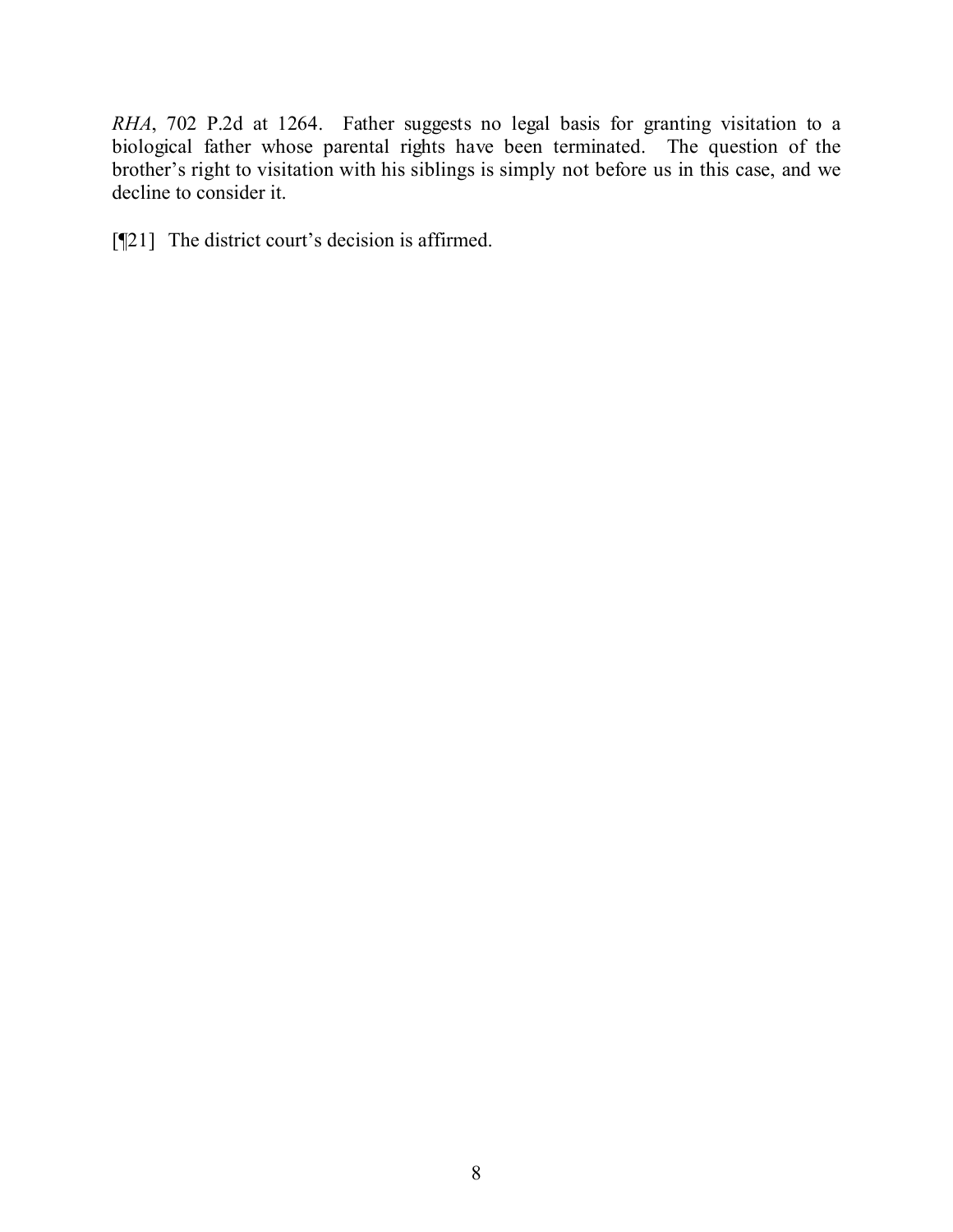*RHA*, 702 P.2d at 1264. Father suggests no legal basis for granting visitation to a biological father whose parental rights have been terminated. The question of the brother's right to visitation with his siblings is simply not before us in this case, and we decline to consider it.

[¶21] The district court's decision is affirmed.